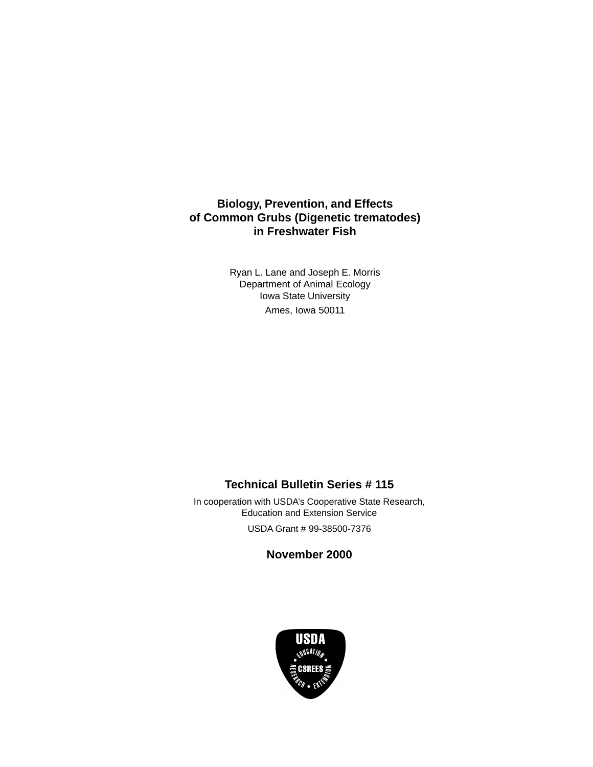# Biology, Prevention, and Effects of Common Grubs (Digenetic trematodes) in Freshwater Fish

Ryan L. Lane and Joseph E. Morris
Department of Animal Ecology
Iowa State University
Ames, Iowa 50011

**Technical Bulletin Series # 115**

In cooperation with USDA's Cooperative State Research, Education and Extension Service

USDA Grant # 99-38500-7376

**November 2000**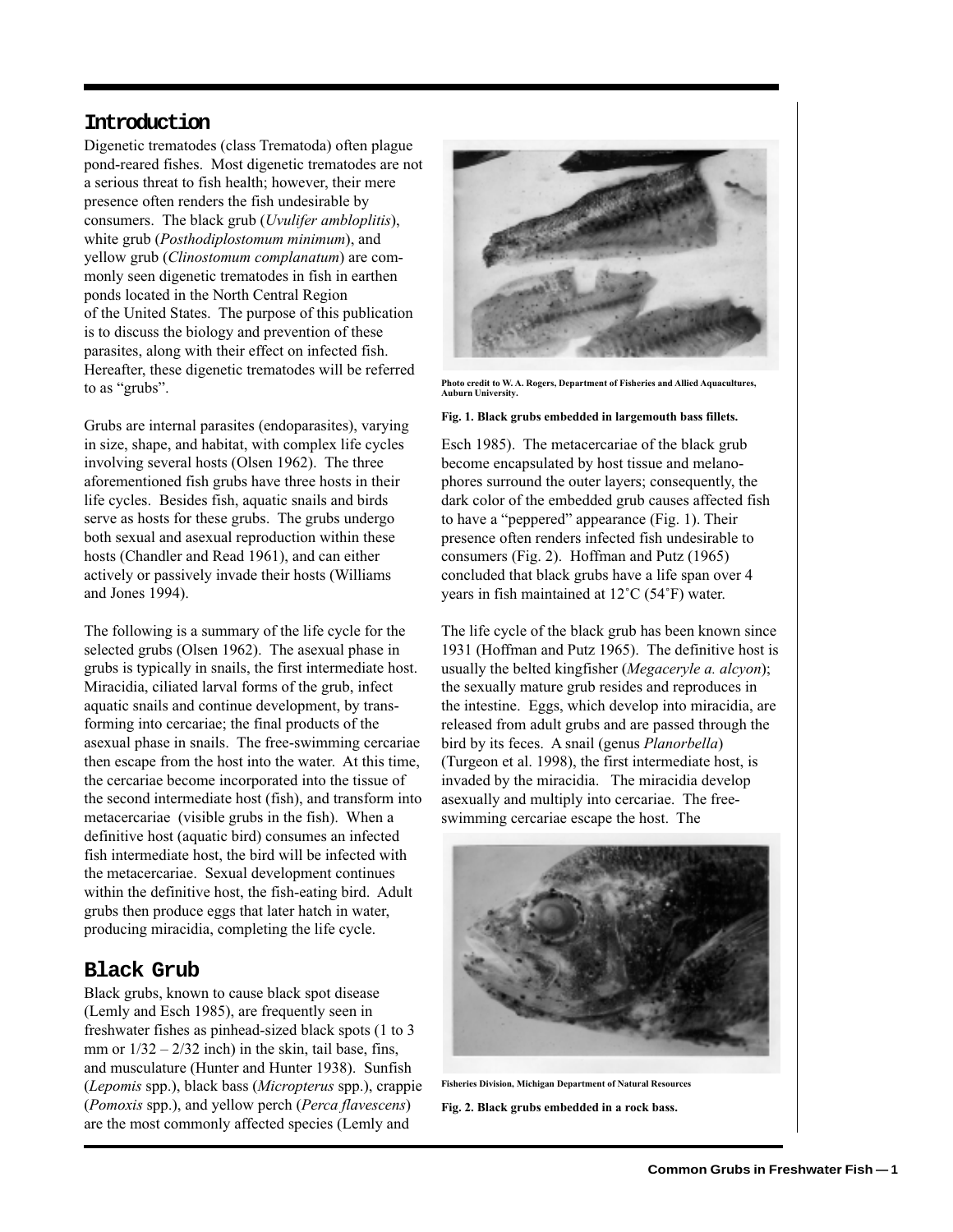## Introduction

Digenetic trematodes (class Trematoda) often plague pond-reared fishes. Most digenetic trematodes are not a serious threat to fish health; however, their mere presence often renders the fish undesirable by consumers. The black grub (*Uvulifer ambloplitis*), white grub (*Posthodiplostomum minimum*), and yellow grub (*Clinostomum complanatum*) are commonly seen digenetic trematodes in fish in earthen ponds located in the North Central Region of the United States. The purpose of this publication is to discuss the biology and prevention of these parasites, along with their effect on infected fish. Hereafter, these digenetic trematodes will be referred to as "grubs".

Grubs are internal parasites (endoparasites), varying in size, shape, and habitat, with complex life cycles involving several hosts (Olsen 1962). The three aforementioned fish grubs have three hosts in their life cycles. Besides fish, aquatic snails and birds serve as hosts for these grubs. The grubs undergo both sexual and asexual reproduction within these hosts (Chandler and Read 1961), and can either actively or passively invade their hosts (Williams and Jones 1994).

The following is a summary of the life cycle for the selected grubs (Olsen 1962). The asexual phase in grubs is typically in snails, the first intermediate host. Miracidia, ciliated larval forms of the grub, infect aquatic snails and continue development, by transforming into cercariae; the final products of the asexual phase in snails. The free-swimming cercariae then escape from the host into the water. At this time, the cercariae become incorporated into the tissue of the second intermediate host (fish), and transform into metacercariae (visible grubs in the fish). When a definitive host (aquatic bird) consumes an infected fish intermediate host, the bird will be infected with the metacercariae. Sexual development continues within the definitive host, the fish-eating bird. Adult grubs then produce eggs that later hatch in water, producing miracidia, completing the life cycle.

## Black Grub

Black grubs, known to cause black spot disease (Lemly and Esch 1985), are frequently seen in freshwater fishes as pinhead-sized black spots (1 to 3 mm or 1/32 – 2/32 inch) in the skin, tail base, fins, and musculature (Hunter and Hunter 1938). Sunfish (*Lepomis* spp.), black bass (*Micropterus* spp.), crappie (*Pomoxis* spp.), and yellow perch (*Perca flavescens*) are the most commonly affected species (Lemly and Esch 1985). The metacercariae of the black grub become encapsulated by host tissue and melanophores surround the outer layers; consequently, the dark color of the embedded grub causes affected fish to have a "peppered" appearance (Fig. 1). Their presence often renders infected fish undesirable to consumers (Fig. 2). Hoffman and Putz (1965) concluded that black grubs have a life span over 4 years in fish maintained at 12˚C (54˚F) water.

Photo credit to W. A. Rogers, Department of Fisheries and Allied Aquacultures, Auburn University.

**Fig. 1. Black grubs embedded in largemouth bass fillets.**

The life cycle of the black grub has been known since 1931 (Hoffman and Putz 1965). The definitive host is usually the belted kingfisher (*Megaceryle a. alcyon*); the sexually mature grub resides and reproduces in the intestine. Eggs, which develop into miracidia, are released from adult grubs and are passed through the bird by its feces. A snail (genus *Planorbella*) (Turgeon et al. 1998), the first intermediate host, is invaded by the miracidia. The miracidia develop asexually and multiply into cercariae. The free-swimming cercariae escape the host. The

Fisheries Division, Michigan Department of Natural Resources

**Fig. 2. Black grubs embedded in a rock bass.**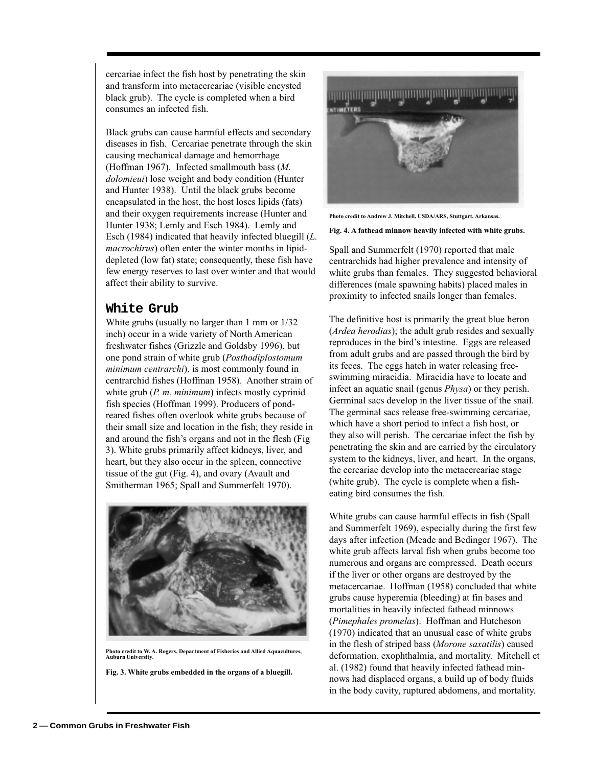cercariae infect the fish host by penetrating the skin and transform into metacercariae (visible encysted black grub). The cycle is completed when a bird consumes an infected fish.

Black grubs can cause harmful effects and secondary diseases in fish. Cercariae penetrate through the skin causing mechanical damage and hemorrhage (Hoffman 1967). Infected smallmouth bass (*M. dolomieui*) lose weight and body condition (Hunter and Hunter 1938). Until the black grubs become encapsulated in the host, the host loses lipids (fats) and their oxygen requirements increase (Hunter and Hunter 1938; Lemly and Esch 1984). Lemly and Esch (1984) indicated that heavily infected bluegill (*L. macrochirus*) often enter the winter months in lipid-depleted (low fat) state; consequently, these fish have few energy reserves to last over winter and that would affect their ability to survive.

## White Grub

White grubs (usually no larger than 1 mm or 1/32 inch) occur in a wide variety of North American freshwater fishes (Grizzle and Goldsby 1996), but one pond strain of white grub (*Posthodiplostomum minimum centrarchi*), is most commonly found in centrarchid fishes (Hoffman 1958). Another strain of white grub (*P. m. minimum*) infects mostly cyprinid fish species (Hoffman 1999). Producers of pond-reared fishes often overlook white grubs because of their small size and location in the fish; they reside in and around the fish's organs and not in the flesh (Fig 3). White grubs primarily affect kidneys, liver, and heart, but they also occur in the spleen, connective tissue of the gut (Fig. 4), and ovary (Avault and Smitherman 1965; Spall and Summerfelt 1970).

Photo credit to W. A. Rogers, Department of Fisheries and Allied Aquacultures, Auburn University.

**Fig. 3. White grubs embedded in the organs of a bluegill.**

Photo credit to Andrew J. Mitchell, USDA/ARS, Stuttgart, Arkansas.

**Fig. 4. A fathead minnow heavily infected with white grubs.**

Spall and Summerfelt (1970) reported that male centrarchids had higher prevalence and intensity of white grubs than females. They suggested behavioral differences (male spawning habits) placed males in proximity to infected snails longer than females.

The definitive host is primarily the great blue heron (*Ardea herodias*); the adult grub resides and sexually reproduces in the bird's intestine. Eggs are released from adult grubs and are passed through the bird by its feces. The eggs hatch in water releasing free-swimming miracidia. Miracidia have to locate and infect an aquatic snail (genus *Physa*) or they perish. Germinal sacs develop in the liver tissue of the snail. The germinal sacs release free-swimming cercariae, which have a short period to infect a fish host, or they also will perish. The cercariae infect the fish by penetrating the skin and are carried by the circulatory system to the kidneys, liver, and heart. In the organs, the cercariae develop into the metacercariae stage (white grub). The cycle is complete when a fish-eating bird consumes the fish.

White grubs can cause harmful effects in fish (Spall and Summerfelt 1969), especially during the first few days after infection (Meade and Bedinger 1967). The white grub affects larval fish when grubs become too numerous and organs are compressed. Death occurs if the liver or other organs are destroyed by the metacercariae. Hoffman (1958) concluded that white grubs cause hyperemia (bleeding) at fin bases and mortalities in heavily infected fathead minnows (*Pimephales promelas*). Hoffman and Hutcheson (1970) indicated that an unusual case of white grubs in the flesh of striped bass (*Morone saxatilis*) caused deformation, exophthalmia, and mortality. Mitchell et al. (1982) found that heavily infected fathead minnows had displaced organs, a build up of body fluids in the body cavity, ruptured abdomens, and mortality.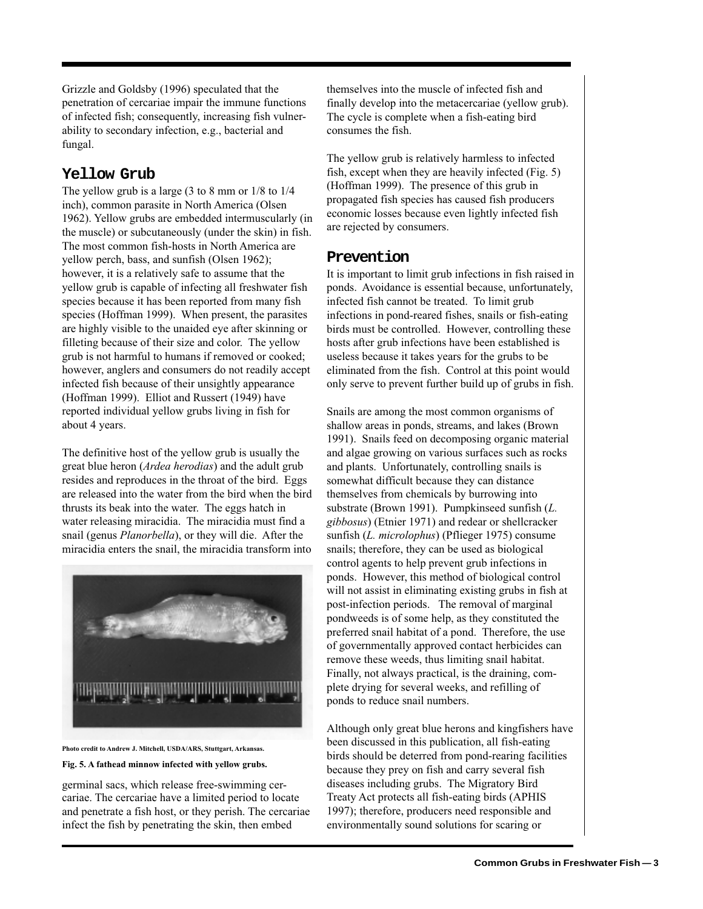Grizzle and Goldsby (1996) speculated that the penetration of cercariae impair the immune functions of infected fish; consequently, increasing fish vulnerability to secondary infection, e.g., bacterial and fungal.

## Yellow Grub

The yellow grub is a large (3 to 8 mm or 1/8 to 1/4 inch), common parasite in North America (Olsen 1962). Yellow grubs are embedded intermuscularly (in the muscle) or subcutaneously (under the skin) in fish. The most common fish-hosts in North America are yellow perch, bass, and sunfish (Olsen 1962); however, it is a relatively safe to assume that the yellow grub is capable of infecting all freshwater fish species because it has been reported from many fish species (Hoffman 1999). When present, the parasites are highly visible to the unaided eye after skinning or filleting because of their size and color. The yellow grub is not harmful to humans if removed or cooked; however, anglers and consumers do not readily accept infected fish because of their unsightly appearance (Hoffman 1999). Elliot and Russert (1949) have reported individual yellow grubs living in fish for about 4 years.

The definitive host of the yellow grub is usually the great blue heron (*Ardea herodias*) and the adult grub resides and reproduces in the throat of the bird. Eggs are released into the water from the bird when the bird thrusts its beak into the water. The eggs hatch in water releasing miracidia. The miracidia must find a snail (genus *Planorbella*), or they will die. After the miracidia enters the snail, the miracidia transform into germinal sacs, which release free-swimming cercariae. The cercariae have a limited period to locate and penetrate a fish host, or they perish. The cercariae infect the fish by penetrating the skin, then embed themselves into the muscle of infected fish and finally develop into the metacercariae (yellow grub). The cycle is complete when a fish-eating bird consumes the fish.

Photo credit to Andrew J. Mitchell, USDA/ARS, Stuttgart, Arkansas.

**Fig. 5. A fathead minnow infected with yellow grubs.**

The yellow grub is relatively harmless to infected fish, except when they are heavily infected (Fig. 5) (Hoffman 1999). The presence of this grub in propagated fish species has caused fish producers economic losses because even lightly infected fish are rejected by consumers.

## Prevention

It is important to limit grub infections in fish raised in ponds. Avoidance is essential because, unfortunately, infected fish cannot be treated. To limit grub infections in pond-reared fishes, snails or fish-eating birds must be controlled. However, controlling these hosts after grub infections have been established is useless because it takes years for the grubs to be eliminated from the fish. Control at this point would only serve to prevent further build up of grubs in fish.

Snails are among the most common organisms of shallow areas in ponds, streams, and lakes (Brown 1991). Snails feed on decomposing organic material and algae growing on various surfaces such as rocks and plants. Unfortunately, controlling snails is somewhat difficult because they can distance themselves from chemicals by burrowing into substrate (Brown 1991). Pumpkinseed sunfish (*L. gibbosus*) (Etnier 1971) and redear or shellcracker sunfish (*L. microlophus*) (Pflieger 1975) consume snails; therefore, they can be used as biological control agents to help prevent grub infections in ponds. However, this method of biological control will not assist in eliminating existing grubs in fish at post-infection periods. The removal of marginal pondweeds is of some help, as they constituted the preferred snail habitat of a pond. Therefore, the use of governmentally approved contact herbicides can remove these weeds, thus limiting snail habitat. Finally, not always practical, is the draining, complete drying for several weeks, and refilling of ponds to reduce snail numbers.

Although only great blue herons and kingfishers have been discussed in this publication, all fish-eating birds should be deterred from pond-rearing facilities because they prey on fish and carry several fish diseases including grubs. The Migratory Bird Treaty Act protects all fish-eating birds (APHIS 1997); therefore, producers need responsible and environmentally sound solutions for scaring or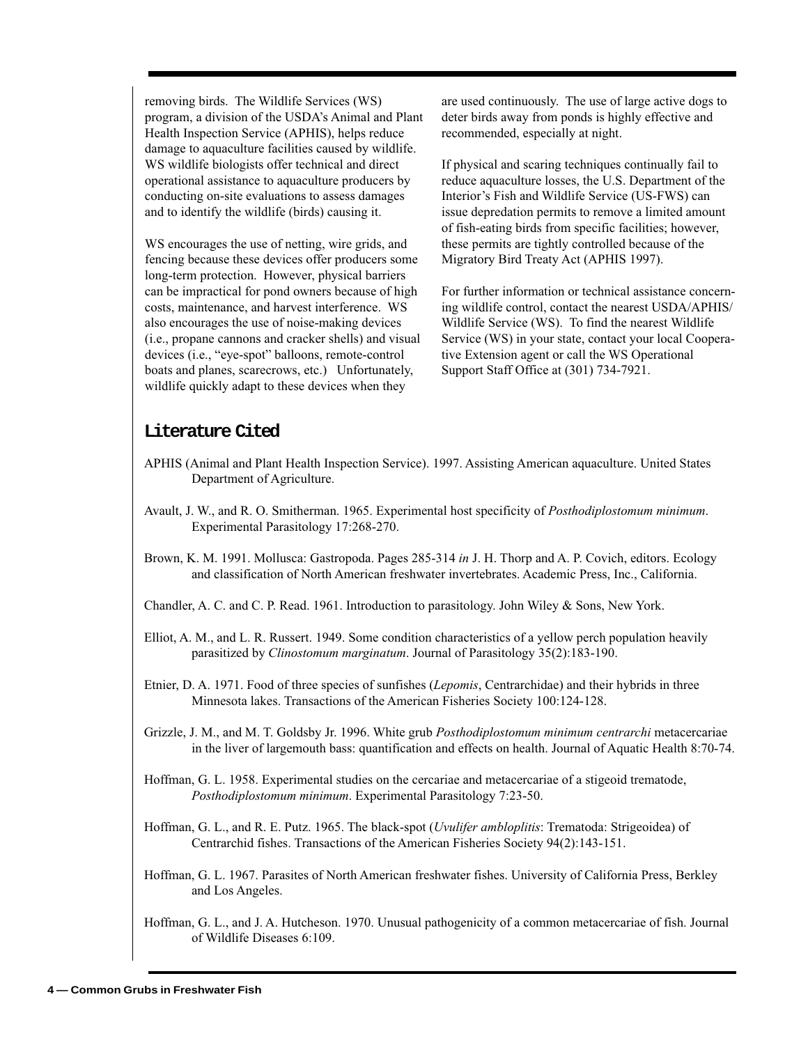removing birds. The Wildlife Services (WS) program, a division of the USDA's Animal and Plant Health Inspection Service (APHIS), helps reduce damage to aquaculture facilities caused by wildlife. WS wildlife biologists offer technical and direct operational assistance to aquaculture producers by conducting on-site evaluations to assess damages and to identify the wildlife (birds) causing it.

WS encourages the use of netting, wire grids, and fencing because these devices offer producers some long-term protection. However, physical barriers can be impractical for pond owners because of high costs, maintenance, and harvest interference. WS also encourages the use of noise-making devices (i.e., propane cannons and cracker shells) and visual devices (i.e., "eye-spot" balloons, remote-control boats and planes, scarecrows, etc.) Unfortunately, wildlife quickly adapt to these devices when they are used continuously. The use of large active dogs to deter birds away from ponds is highly effective and recommended, especially at night.

If physical and scaring techniques continually fail to reduce aquaculture losses, the U.S. Department of the Interior's Fish and Wildlife Service (US-FWS) can issue depredation permits to remove a limited amount of fish-eating birds from specific facilities; however, these permits are tightly controlled because of the Migratory Bird Treaty Act (APHIS 1997).

For further information or technical assistance concerning wildlife control, contact the nearest USDA/APHIS/ Wildlife Service (WS). To find the nearest Wildlife Service (WS) in your state, contact your local Cooperative Extension agent or call the WS Operational Support Staff Office at (301) 734-7921.

## Literature Cited

APHIS (Animal and Plant Health Inspection Service). 1997. Assisting American aquaculture. United States Department of Agriculture.

Avault, J. W., and R. O. Smitherman. 1965. Experimental host specificity of *Posthodiplostomum minimum*. Experimental Parasitology 17:268-270.

Brown, K. M. 1991. Mollusca: Gastropoda. Pages 285-314 *in* J. H. Thorp and A. P. Covich, editors. Ecology and classification of North American freshwater invertebrates. Academic Press, Inc., California.

Chandler, A. C. and C. P. Read. 1961. Introduction to parasitology. John Wiley & Sons, New York.

Elliot, A. M., and L. R. Russert. 1949. Some condition characteristics of a yellow perch population heavily parasitized by *Clinostomum marginatum*. Journal of Parasitology 35(2):183-190.

Etnier, D. A. 1971. Food of three species of sunfishes (*Lepomis*, Centrarchidae) and their hybrids in three Minnesota lakes. Transactions of the American Fisheries Society 100:124-128.

Grizzle, J. M., and M. T. Goldsby Jr. 1996. White grub *Posthodiplostomum minimum centrarchi* metacercariae in the liver of largemouth bass: quantification and effects on health. Journal of Aquatic Health 8:70-74.

Hoffman, G. L. 1958. Experimental studies on the cercariae and metacercariae of a stigeoid trematode, *Posthodiplostomum minimum*. Experimental Parasitology 7:23-50.

Hoffman, G. L., and R. E. Putz. 1965. The black-spot (*Uvulifer ambloplitis*: Trematoda: Strigeoidea) of Centrarchid fishes. Transactions of the American Fisheries Society 94(2):143-151.

Hoffman, G. L. 1967. Parasites of North American freshwater fishes. University of California Press, Berkley and Los Angeles.

Hoffman, G. L., and J. A. Hutcheson. 1970. Unusual pathogenicity of a common metacercariae of fish. Journal of Wildlife Diseases 6:109.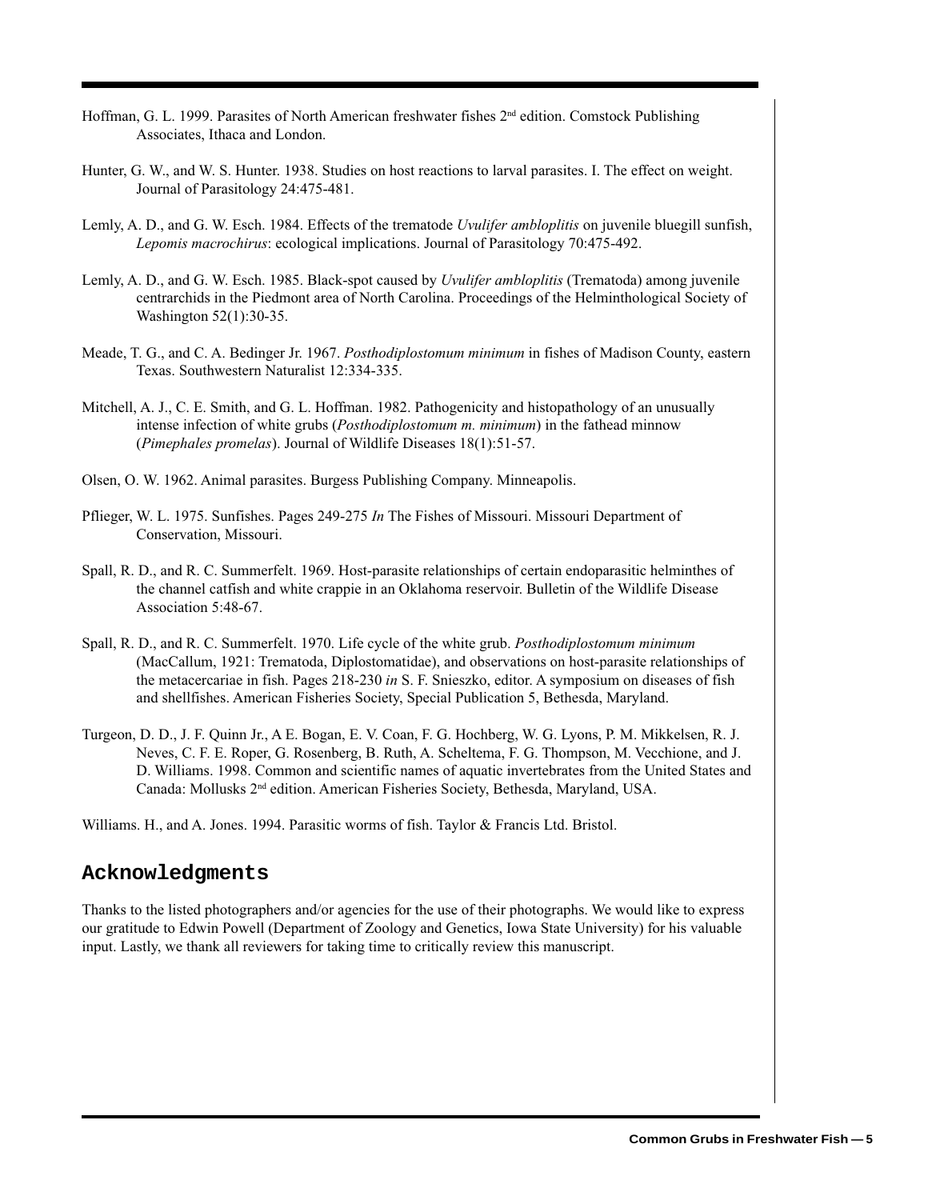Hoffman, G. L. 1999. Parasites of North American freshwater fishes 2nd edition. Comstock Publishing Associates, Ithaca and London.

Hunter, G. W., and W. S. Hunter. 1938. Studies on host reactions to larval parasites. I. The effect on weight. Journal of Parasitology 24:475-481.

Lemly, A. D., and G. W. Esch. 1984. Effects of the trematode *Uvulifer ambloplitis* on juvenile bluegill sunfish, *Lepomis macrochirus*: ecological implications. Journal of Parasitology 70:475-492.

Lemly, A. D., and G. W. Esch. 1985. Black-spot caused by *Uvulifer ambloplitis* (Trematoda) among juvenile centrarchids in the Piedmont area of North Carolina. Proceedings of the Helminthological Society of Washington 52(1):30-35.

Meade, T. G., and C. A. Bedinger Jr. 1967. *Posthodiplostomum minimum* in fishes of Madison County, eastern Texas. Southwestern Naturalist 12:334-335.

Mitchell, A. J., C. E. Smith, and G. L. Hoffman. 1982. Pathogenicity and histopathology of an unusually intense infection of white grubs (*Posthodiplostomum m. minimum*) in the fathead minnow (*Pimephales promelas*). Journal of Wildlife Diseases 18(1):51-57.

Olsen, O. W. 1962. Animal parasites. Burgess Publishing Company. Minneapolis.

Pflieger, W. L. 1975. Sunfishes. Pages 249-275 *In* The Fishes of Missouri. Missouri Department of Conservation, Missouri.

Spall, R. D., and R. C. Summerfelt. 1969. Host-parasite relationships of certain endoparasitic helminthes of the channel catfish and white crappie in an Oklahoma reservoir. Bulletin of the Wildlife Disease Association 5:48-67.

Spall, R. D., and R. C. Summerfelt. 1970. Life cycle of the white grub. *Posthodiplostomum minimum* (MacCallum, 1921: Trematoda, Diplostomatidae), and observations on host-parasite relationships of the metacercariae in fish. Pages 218-230 *in* S. F. Snieszko, editor. A symposium on diseases of fish and shellfishes. American Fisheries Society, Special Publication 5, Bethesda, Maryland.

Turgeon, D. D., J. F. Quinn Jr., A E. Bogan, E. V. Coan, F. G. Hochberg, W. G. Lyons, P. M. Mikkelsen, R. J. Neves, C. F. E. Roper, G. Rosenberg, B. Ruth, A. Scheltema, F. G. Thompson, M. Vecchione, and J. D. Williams. 1998. Common and scientific names of aquatic invertebrates from the United States and Canada: Mollusks 2nd edition. American Fisheries Society, Bethesda, Maryland, USA.

Williams. H., and A. Jones. 1994. Parasitic worms of fish. Taylor & Francis Ltd. Bristol.

## Acknowledgments

Thanks to the listed photographers and/or agencies for the use of their photographs. We would like to express our gratitude to Edwin Powell (Department of Zoology and Genetics, Iowa State University) for his valuable input. Lastly, we thank all reviewers for taking time to critically review this manuscript.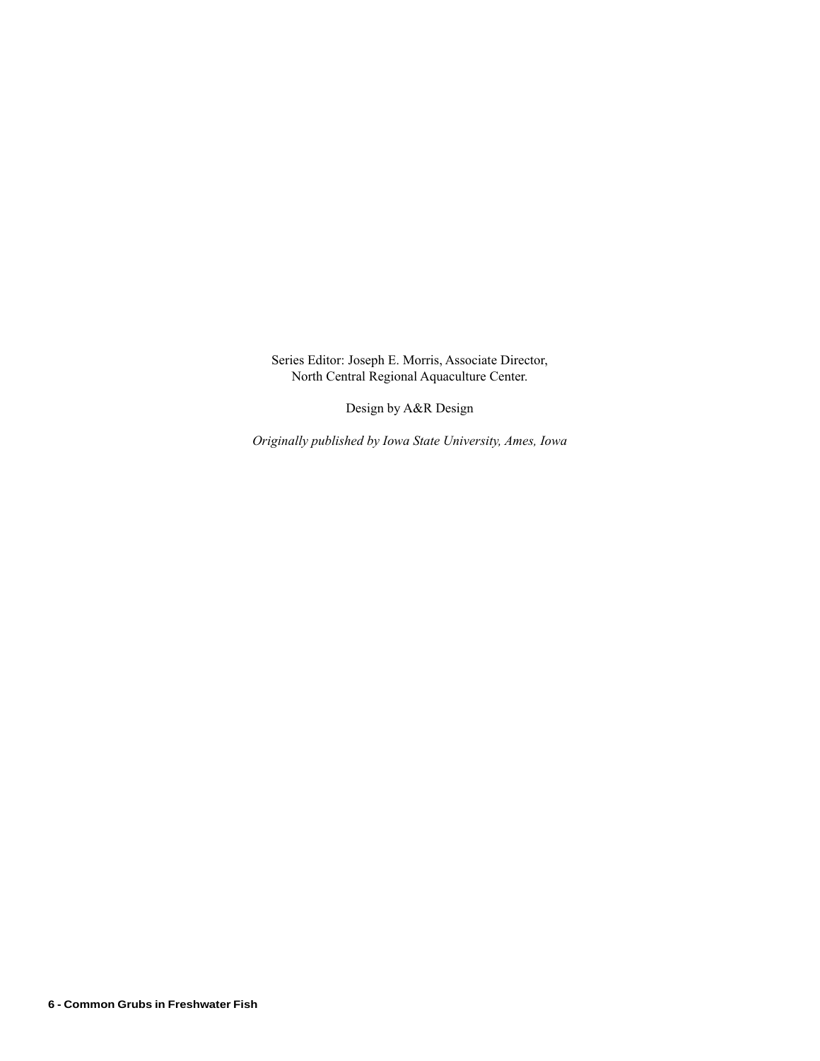Series Editor: Joseph E. Morris, Associate Director,
North Central Regional Aquaculture Center.

Design by A&R Design

*Originally published by Iowa State University, Ames, Iowa*